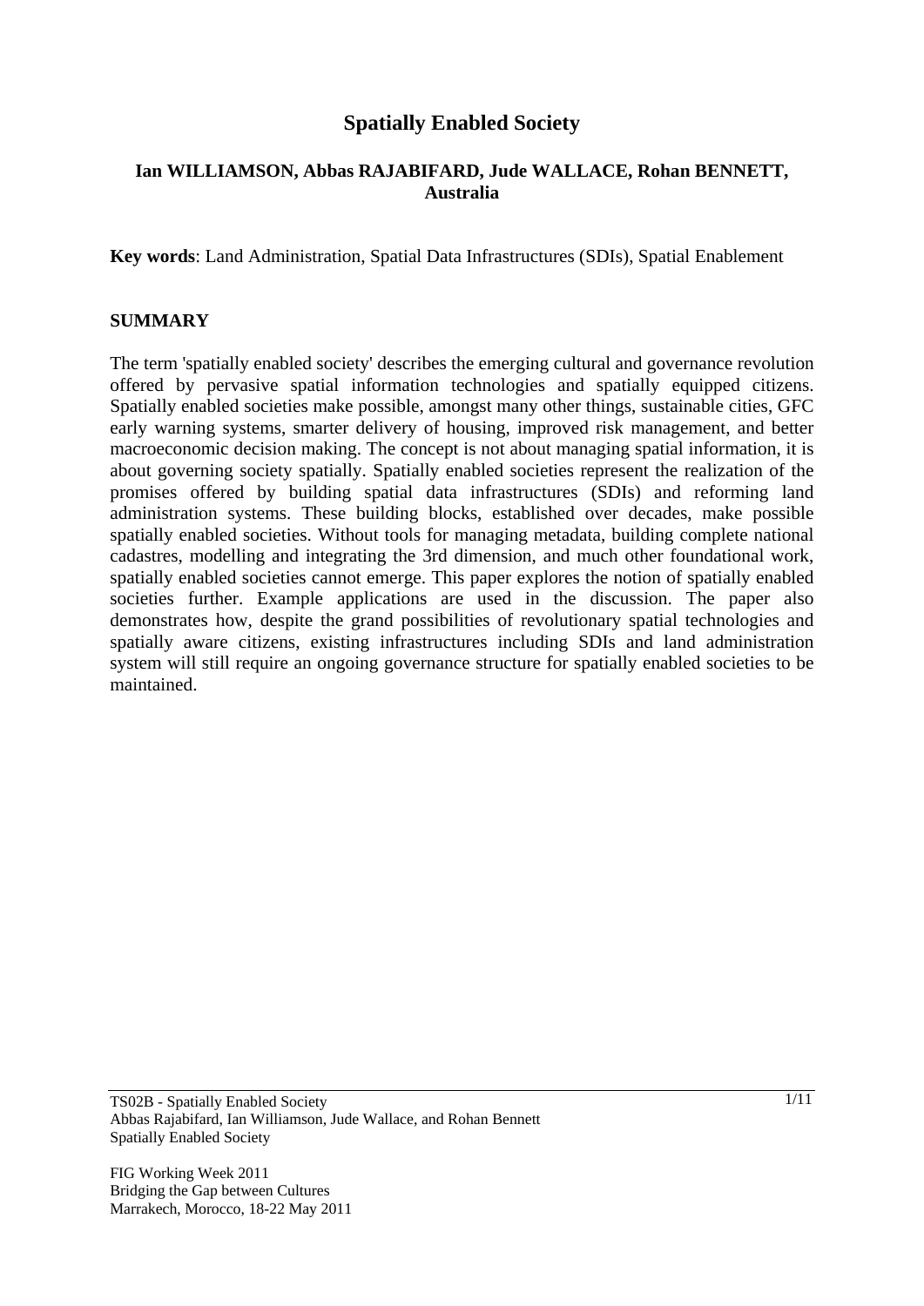# Spatially Enabled Society

**Ian WILLIAMSON, Abbas RAJABIFARD, Jude WALLACE, Rohan BENNETT, Australia**

**Key words**: Land Administration, Spatial Data Infrastructures (SDIs), Spatial Enablement

## SUMMARY

The term 'spatially enabled society' describes the emerging cultural and governance revolution offered by pervasive spatial information technologies and spatially equipped citizens. Spatially enabled societies make possible, amongst many other things, sustainable cities, GFC early warning systems, smarter delivery of housing, improved risk management, and better macroeconomic decision making. The concept is not about managing spatial information, it is about governing society spatially. Spatially enabled societies represent the realization of the promises offered by building spatial data infrastructures (SDIs) and reforming land administration systems. These building blocks, established over decades, make possible spatially enabled societies. Without tools for managing metadata, building complete national cadastres, modelling and integrating the 3rd dimension, and much other foundational work, spatially enabled societies cannot emerge. This paper explores the notion of spatially enabled societies further. Example applications are used in the discussion. The paper also demonstrates how, despite the grand possibilities of revolutionary spatial technologies and spatially aware citizens, existing infrastructures including SDIs and land administration system will still require an ongoing governance structure for spatially enabled societies to be maintained.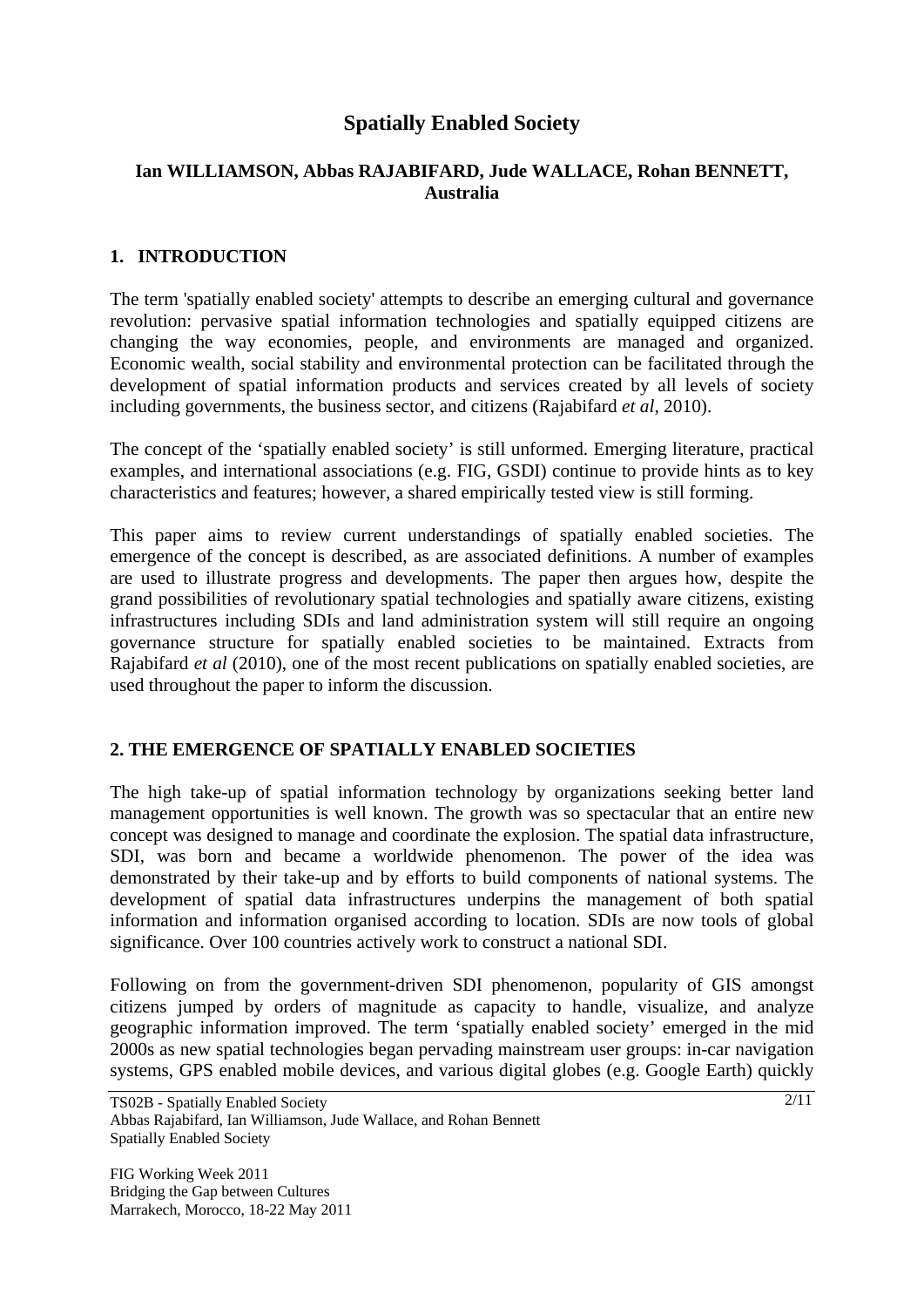# Spatially Enabled Society

**Ian WILLIAMSON, Abbas RAJABIFARD, Jude WALLACE, Rohan BENNETT, Australia**

## 1. INTRODUCTION

The term 'spatially enabled society' attempts to describe an emerging cultural and governance revolution: pervasive spatial information technologies and spatially equipped citizens are changing the way economies, people, and environments are managed and organized. Economic wealth, social stability and environmental protection can be facilitated through the development of spatial information products and services created by all levels of society including governments, the business sector, and citizens (Rajabifard *et al*, 2010).

The concept of the 'spatially enabled society' is still unformed. Emerging literature, practical examples, and international associations (e.g. FIG, GSDI) continue to provide hints as to key characteristics and features; however, a shared empirically tested view is still forming.

This paper aims to review current understandings of spatially enabled societies. The emergence of the concept is described, as are associated definitions. A number of examples are used to illustrate progress and developments. The paper then argues how, despite the grand possibilities of revolutionary spatial technologies and spatially aware citizens, existing infrastructures including SDIs and land administration system will still require an ongoing governance structure for spatially enabled societies to be maintained. Extracts from Rajabifard *et al* (2010), one of the most recent publications on spatially enabled societies, are used throughout the paper to inform the discussion.

## 2. THE EMERGENCE OF SPATIALLY ENABLED SOCIETIES

The high take-up of spatial information technology by organizations seeking better land management opportunities is well known. The growth was so spectacular that an entire new concept was designed to manage and coordinate the explosion. The spatial data infrastructure, SDI, was born and became a worldwide phenomenon. The power of the idea was demonstrated by their take-up and by efforts to build components of national systems. The development of spatial data infrastructures underpins the management of both spatial information and information organised according to location. SDIs are now tools of global significance. Over 100 countries actively work to construct a national SDI.

Following on from the government-driven SDI phenomenon, popularity of GIS amongst citizens jumped by orders of magnitude as capacity to handle, visualize, and analyze geographic information improved. The term 'spatially enabled society' emerged in the mid 2000s as new spatial technologies began pervading mainstream user groups: in-car navigation systems, GPS enabled mobile devices, and various digital globes (e.g. Google Earth) quickly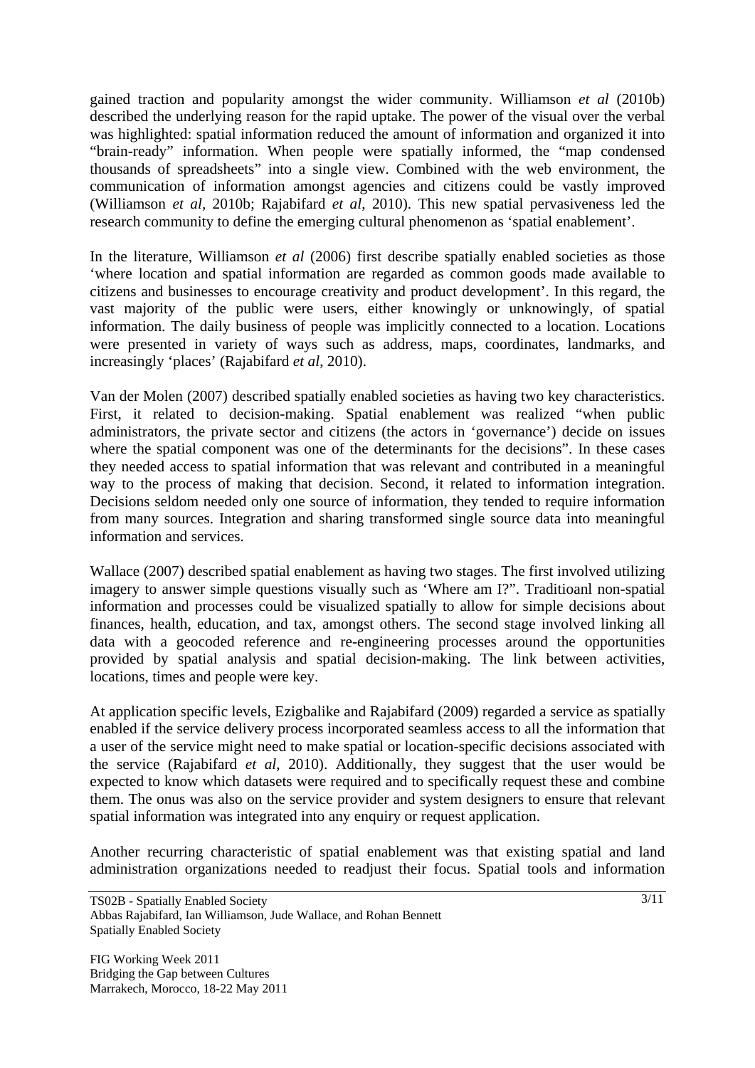gained traction and popularity amongst the wider community. Williamson *et al* (2010b) described the underlying reason for the rapid uptake. The power of the visual over the verbal was highlighted: spatial information reduced the amount of information and organized it into "brain-ready" information. When people were spatially informed, the "map condensed thousands of spreadsheets" into a single view. Combined with the web environment, the communication of information amongst agencies and citizens could be vastly improved (Williamson *et al*, 2010b; Rajabifard *et al*, 2010). This new spatial pervasiveness led the research community to define the emerging cultural phenomenon as 'spatial enablement'.

In the literature, Williamson *et al* (2006) first describe spatially enabled societies as those 'where location and spatial information are regarded as common goods made available to citizens and businesses to encourage creativity and product development'. In this regard, the vast majority of the public were users, either knowingly or unknowingly, of spatial information. The daily business of people was implicitly connected to a location. Locations were presented in variety of ways such as address, maps, coordinates, landmarks, and increasingly 'places' (Rajabifard *et al*, 2010).

Van der Molen (2007) described spatially enabled societies as having two key characteristics. First, it related to decision-making. Spatial enablement was realized "when public administrators, the private sector and citizens (the actors in 'governance') decide on issues where the spatial component was one of the determinants for the decisions". In these cases they needed access to spatial information that was relevant and contributed in a meaningful way to the process of making that decision. Second, it related to information integration. Decisions seldom needed only one source of information, they tended to require information from many sources. Integration and sharing transformed single source data into meaningful information and services.

Wallace (2007) described spatial enablement as having two stages. The first involved utilizing imagery to answer simple questions visually such as 'Where am I?". Traditioanl non-spatial information and processes could be visualized spatially to allow for simple decisions about finances, health, education, and tax, amongst others. The second stage involved linking all data with a geocoded reference and re-engineering processes around the opportunities provided by spatial analysis and spatial decision-making. The link between activities, locations, times and people were key.

At application specific levels, Ezigbalike and Rajabifard (2009) regarded a service as spatially enabled if the service delivery process incorporated seamless access to all the information that a user of the service might need to make spatial or location-specific decisions associated with the service (Rajabifard *et al*, 2010). Additionally, they suggest that the user would be expected to know which datasets were required and to specifically request these and combine them. The onus was also on the service provider and system designers to ensure that relevant spatial information was integrated into any enquiry or request application.

Another recurring characteristic of spatial enablement was that existing spatial and land administration organizations needed to readjust their focus. Spatial tools and information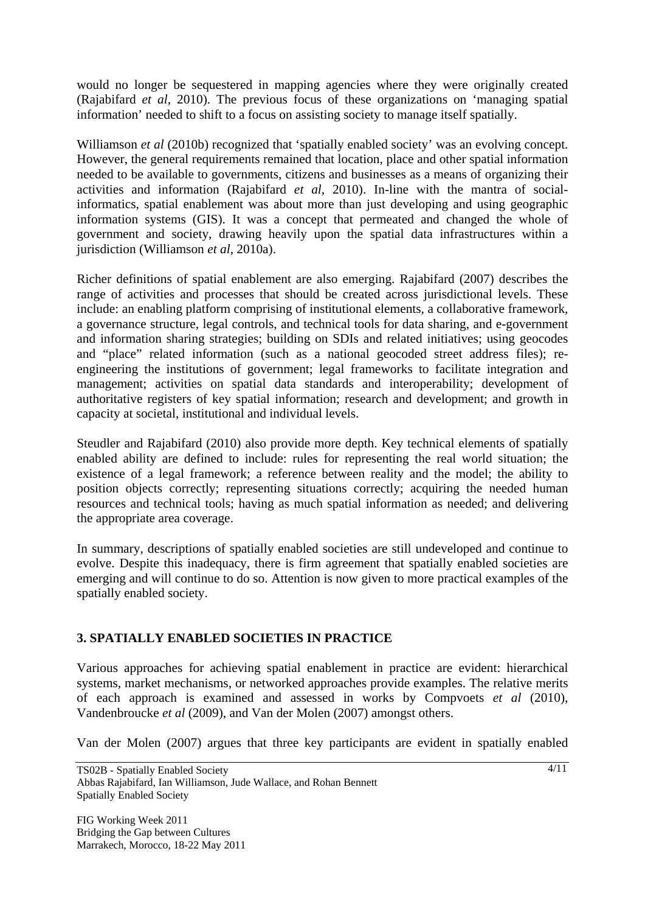would no longer be sequestered in mapping agencies where they were originally created (Rajabifard *et al*, 2010). The previous focus of these organizations on 'managing spatial information' needed to shift to a focus on assisting society to manage itself spatially.

Williamson *et al* (2010b) recognized that 'spatially enabled society' was an evolving concept. However, the general requirements remained that location, place and other spatial information needed to be available to governments, citizens and businesses as a means of organizing their activities and information (Rajabifard *et al*, 2010). In-line with the mantra of social-informatics, spatial enablement was about more than just developing and using geographic information systems (GIS). It was a concept that permeated and changed the whole of government and society, drawing heavily upon the spatial data infrastructures within a jurisdiction (Williamson *et al*, 2010a).

Richer definitions of spatial enablement are also emerging. Rajabifard (2007) describes the range of activities and processes that should be created across jurisdictional levels. These include: an enabling platform comprising of institutional elements, a collaborative framework, a governance structure, legal controls, and technical tools for data sharing, and e-government and information sharing strategies; building on SDIs and related initiatives; using geocodes and "place" related information (such as a national geocoded street address files); re-engineering the institutions of government; legal frameworks to facilitate integration and management; activities on spatial data standards and interoperability; development of authoritative registers of key spatial information; research and development; and growth in capacity at societal, institutional and individual levels.

Steudler and Rajabifard (2010) also provide more depth. Key technical elements of spatially enabled ability are defined to include: rules for representing the real world situation; the existence of a legal framework; a reference between reality and the model; the ability to position objects correctly; representing situations correctly; acquiring the needed human resources and technical tools; having as much spatial information as needed; and delivering the appropriate area coverage.

In summary, descriptions of spatially enabled societies are still undeveloped and continue to evolve. Despite this inadequacy, there is firm agreement that spatially enabled societies are emerging and will continue to do so. Attention is now given to more practical examples of the spatially enabled society.

## 3. SPATIALLY ENABLED SOCIETIES IN PRACTICE

Various approaches for achieving spatial enablement in practice are evident: hierarchical systems, market mechanisms, or networked approaches provide examples. The relative merits of each approach is examined and assessed in works by Compvoets *et al* (2010), Vandenbroucke *et al* (2009), and Van der Molen (2007) amongst others.

Van der Molen (2007) argues that three key participants are evident in spatially enabled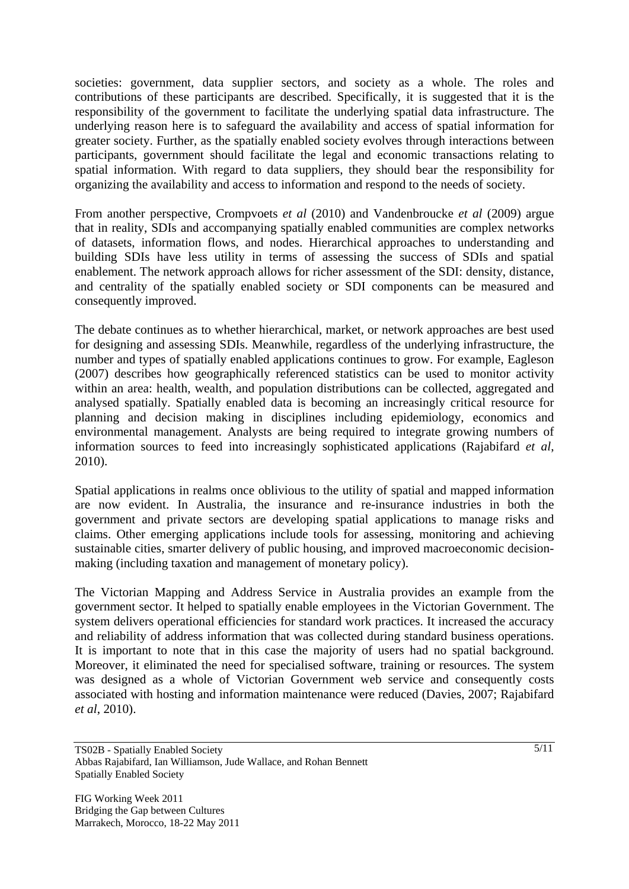societies: government, data supplier sectors, and society as a whole. The roles and contributions of these participants are described. Specifically, it is suggested that it is the responsibility of the government to facilitate the underlying spatial data infrastructure. The underlying reason here is to safeguard the availability and access of spatial information for greater society. Further, as the spatially enabled society evolves through interactions between participants, government should facilitate the legal and economic transactions relating to spatial information. With regard to data suppliers, they should bear the responsibility for organizing the availability and access to information and respond to the needs of society.

From another perspective, Crompvoets *et al* (2010) and Vandenbroucke *et al* (2009) argue that in reality, SDIs and accompanying spatially enabled communities are complex networks of datasets, information flows, and nodes. Hierarchical approaches to understanding and building SDIs have less utility in terms of assessing the success of SDIs and spatial enablement. The network approach allows for richer assessment of the SDI: density, distance, and centrality of the spatially enabled society or SDI components can be measured and consequently improved.

The debate continues as to whether hierarchical, market, or network approaches are best used for designing and assessing SDIs. Meanwhile, regardless of the underlying infrastructure, the number and types of spatially enabled applications continues to grow. For example, Eagleson (2007) describes how geographically referenced statistics can be used to monitor activity within an area: health, wealth, and population distributions can be collected, aggregated and analysed spatially. Spatially enabled data is becoming an increasingly critical resource for planning and decision making in disciplines including epidemiology, economics and environmental management. Analysts are being required to integrate growing numbers of information sources to feed into increasingly sophisticated applications (Rajabifard *et al*, 2010).

Spatial applications in realms once oblivious to the utility of spatial and mapped information are now evident. In Australia, the insurance and re-insurance industries in both the government and private sectors are developing spatial applications to manage risks and claims. Other emerging applications include tools for assessing, monitoring and achieving sustainable cities, smarter delivery of public housing, and improved macroeconomic decision-making (including taxation and management of monetary policy).

The Victorian Mapping and Address Service in Australia provides an example from the government sector. It helped to spatially enable employees in the Victorian Government. The system delivers operational efficiencies for standard work practices. It increased the accuracy and reliability of address information that was collected during standard business operations. It is important to note that in this case the majority of users had no spatial background. Moreover, it eliminated the need for specialised software, training or resources. The system was designed as a whole of Victorian Government web service and consequently costs associated with hosting and information maintenance were reduced (Davies, 2007; Rajabifard *et al*, 2010).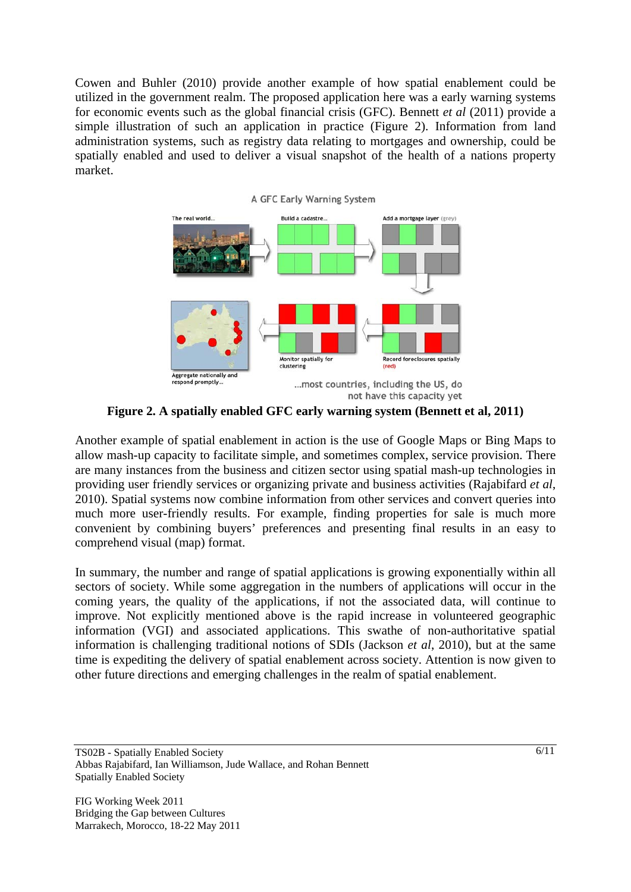Cowen and Buhler (2010) provide another example of how spatial enablement could be utilized in the government realm. The proposed application here was a early warning systems for economic events such as the global financial crisis (GFC). Bennett *et al* (2011) provide a simple illustration of such an application in practice (Figure 2). Information from land administration systems, such as registry data relating to mortgages and ownership, could be spatially enabled and used to deliver a visual snapshot of the health of a nations property market.

**Figure 2. A spatially enabled GFC early warning system (Bennett et al, 2011)**

Another example of spatial enablement in action is the use of Google Maps or Bing Maps to allow mash-up capacity to facilitate simple, and sometimes complex, service provision. There are many instances from the business and citizen sector using spatial mash-up technologies in providing user friendly services or organizing private and business activities (Rajabifard *et al*, 2010). Spatial systems now combine information from other services and convert queries into much more user-friendly results. For example, finding properties for sale is much more convenient by combining buyers' preferences and presenting final results in an easy to comprehend visual (map) format.

In summary, the number and range of spatial applications is growing exponentially within all sectors of society. While some aggregation in the numbers of applications will occur in the coming years, the quality of the applications, if not the associated data, will continue to improve. Not explicitly mentioned above is the rapid increase in volunteered geographic information (VGI) and associated applications. This swathe of non-authoritative spatial information is challenging traditional notions of SDIs (Jackson *et al*, 2010), but at the same time is expediting the delivery of spatial enablement across society. Attention is now given to other future directions and emerging challenges in the realm of spatial enablement.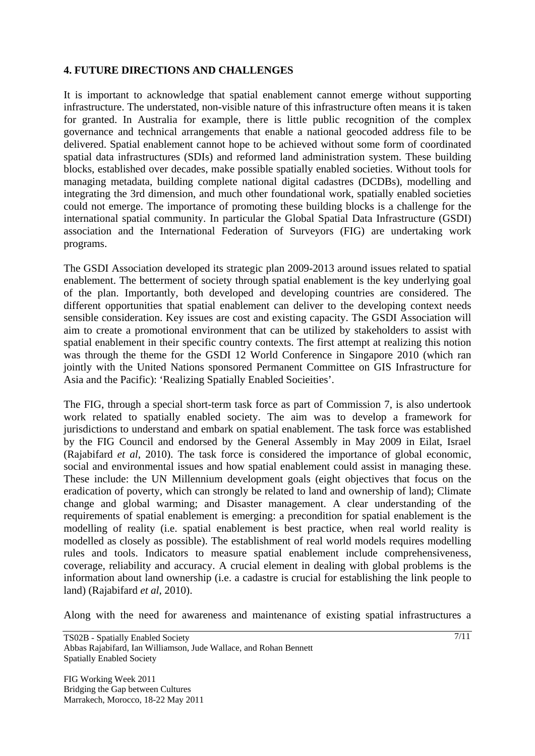## 4. FUTURE DIRECTIONS AND CHALLENGES

It is important to acknowledge that spatial enablement cannot emerge without supporting infrastructure. The understated, non-visible nature of this infrastructure often means it is taken for granted. In Australia for example, there is little public recognition of the complex governance and technical arrangements that enable a national geocoded address file to be delivered. Spatial enablement cannot hope to be achieved without some form of coordinated spatial data infrastructures (SDIs) and reformed land administration system. These building blocks, established over decades, make possible spatially enabled societies. Without tools for managing metadata, building complete national digital cadastres (DCDBs), modelling and integrating the 3rd dimension, and much other foundational work, spatially enabled societies could not emerge. The importance of promoting these building blocks is a challenge for the international spatial community. In particular the Global Spatial Data Infrastructure (GSDI) association and the International Federation of Surveyors (FIG) are undertaking work programs.

The GSDI Association developed its strategic plan 2009-2013 around issues related to spatial enablement. The betterment of society through spatial enablement is the key underlying goal of the plan. Importantly, both developed and developing countries are considered. The different opportunities that spatial enablement can deliver to the developing context needs sensible consideration. Key issues are cost and existing capacity. The GSDI Association will aim to create a promotional environment that can be utilized by stakeholders to assist with spatial enablement in their specific country contexts. The first attempt at realizing this notion was through the theme for the GSDI 12 World Conference in Singapore 2010 (which ran jointly with the United Nations sponsored Permanent Committee on GIS Infrastructure for Asia and the Pacific): 'Realizing Spatially Enabled Socieities'.

The FIG, through a special short-term task force as part of Commission 7, is also undertook work related to spatially enabled society. The aim was to develop a framework for jurisdictions to understand and embark on spatial enablement. The task force was established by the FIG Council and endorsed by the General Assembly in May 2009 in Eilat, Israel (Rajabifard *et al*, 2010). The task force is considered the importance of global economic, social and environmental issues and how spatial enablement could assist in managing these. These include: the UN Millennium development goals (eight objectives that focus on the eradication of poverty, which can strongly be related to land and ownership of land); Climate change and global warming; and Disaster management. A clear understanding of the requirements of spatial enablement is emerging: a precondition for spatial enablement is the modelling of reality (i.e. spatial enablement is best practice, when real world reality is modelled as closely as possible). The establishment of real world models requires modelling rules and tools. Indicators to measure spatial enablement include comprehensiveness, coverage, reliability and accuracy. A crucial element in dealing with global problems is the information about land ownership (i.e. a cadastre is crucial for establishing the link people to land) (Rajabifard *et al*, 2010).

Along with the need for awareness and maintenance of existing spatial infrastructures a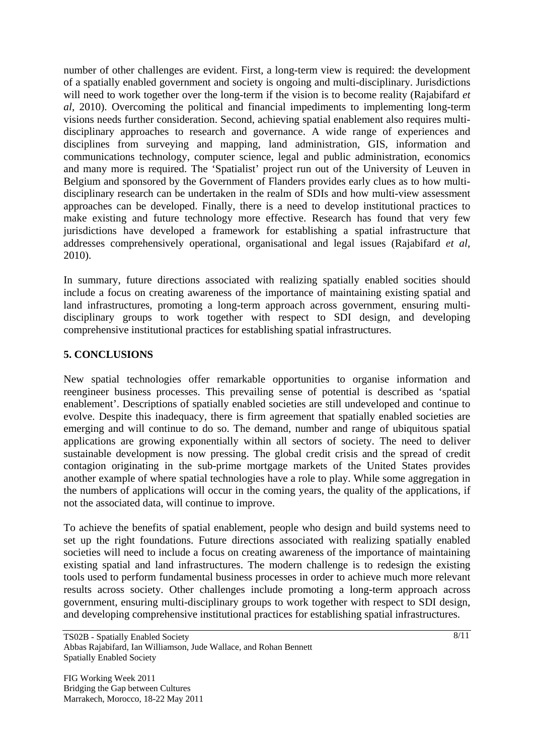number of other challenges are evident. First, a long-term view is required: the development of a spatially enabled government and society is ongoing and multi-disciplinary. Jurisdictions will need to work together over the long-term if the vision is to become reality (Rajabifard *et al*, 2010). Overcoming the political and financial impediments to implementing long-term visions needs further consideration. Second, achieving spatial enablement also requires multi-disciplinary approaches to research and governance. A wide range of experiences and disciplines from surveying and mapping, land administration, GIS, information and communications technology, computer science, legal and public administration, economics and many more is required. The 'Spatialist' project run out of the University of Leuven in Belgium and sponsored by the Government of Flanders provides early clues as to how multi-disciplinary research can be undertaken in the realm of SDIs and how multi-view assessment approaches can be developed. Finally, there is a need to develop institutional practices to make existing and future technology more effective. Research has found that very few jurisdictions have developed a framework for establishing a spatial infrastructure that addresses comprehensively operational, organisational and legal issues (Rajabifard *et al*, 2010).

In summary, future directions associated with realizing spatially enabled socities should include a focus on creating awareness of the importance of maintaining existing spatial and land infrastructures, promoting a long-term approach across government, ensuring multi-disciplinary groups to work together with respect to SDI design, and developing comprehensive institutional practices for establishing spatial infrastructures.

## 5. CONCLUSIONS

New spatial technologies offer remarkable opportunities to organise information and reengineer business processes. This prevailing sense of potential is described as 'spatial enablement'. Descriptions of spatially enabled societies are still undeveloped and continue to evolve. Despite this inadequacy, there is firm agreement that spatially enabled societies are emerging and will continue to do so. The demand, number and range of ubiquitous spatial applications are growing exponentially within all sectors of society. The need to deliver sustainable development is now pressing. The global credit crisis and the spread of credit contagion originating in the sub-prime mortgage markets of the United States provides another example of where spatial technologies have a role to play. While some aggregation in the numbers of applications will occur in the coming years, the quality of the applications, if not the associated data, will continue to improve.

To achieve the benefits of spatial enablement, people who design and build systems need to set up the right foundations. Future directions associated with realizing spatially enabled societies will need to include a focus on creating awareness of the importance of maintaining existing spatial and land infrastructures. The modern challenge is to redesign the existing tools used to perform fundamental business processes in order to achieve much more relevant results across society. Other challenges include promoting a long-term approach across government, ensuring multi-disciplinary groups to work together with respect to SDI design, and developing comprehensive institutional practices for establishing spatial infrastructures.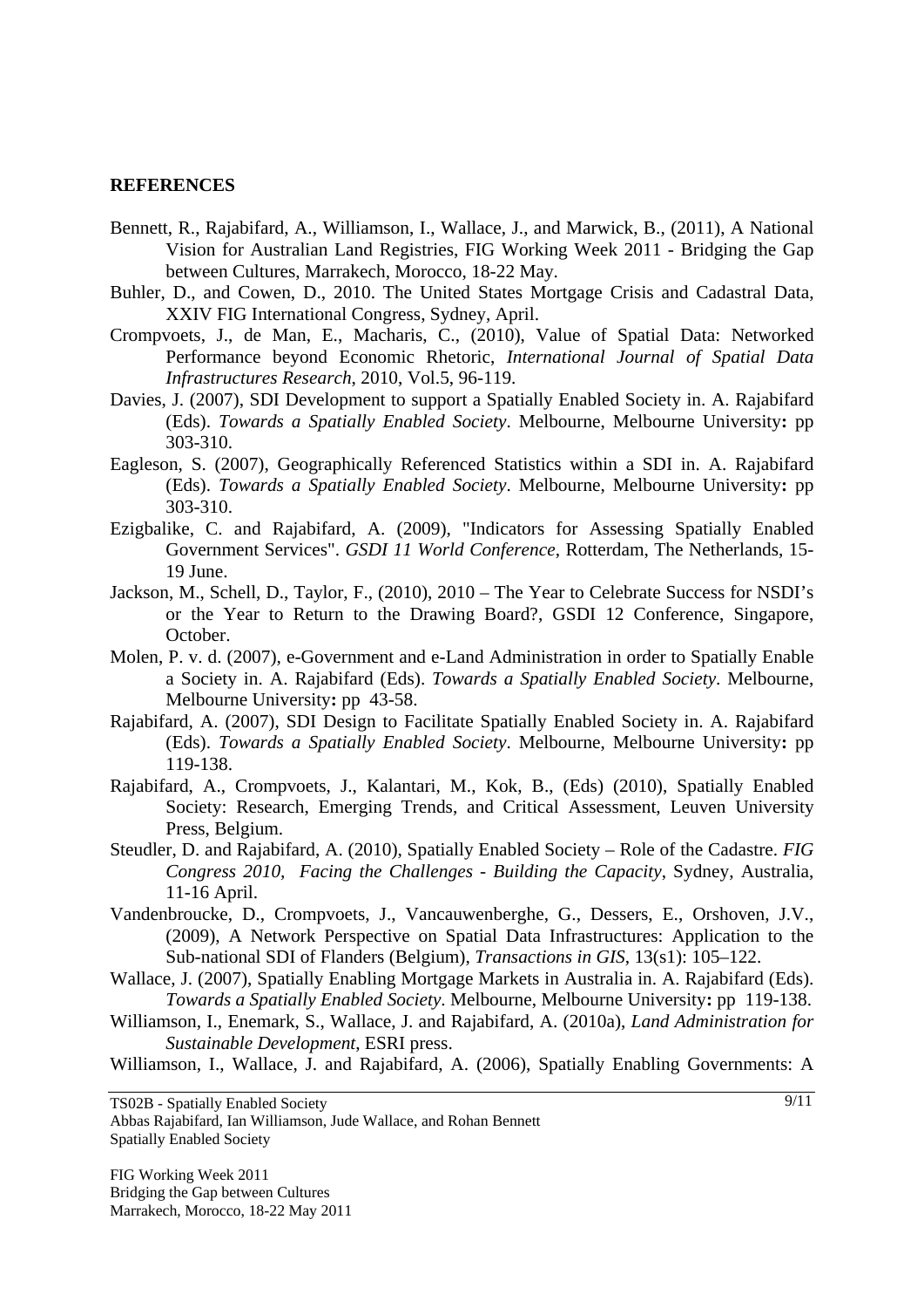## REFERENCES

Bennett, R., Rajabifard, A., Williamson, I., Wallace, J., and Marwick, B., (2011), A National Vision for Australian Land Registries, FIG Working Week 2011 - Bridging the Gap between Cultures, Marrakech, Morocco, 18-22 May.

Buhler, D., and Cowen, D., 2010. The United States Mortgage Crisis and Cadastral Data, XXIV FIG International Congress, Sydney, April.

Crompvoets, J., de Man, E., Macharis, C., (2010), Value of Spatial Data: Networked Performance beyond Economic Rhetoric, *International Journal of Spatial Data Infrastructures Research*, 2010, Vol.5, 96-119.

Davies, J. (2007), SDI Development to support a Spatially Enabled Society in. A. Rajabifard (Eds). *Towards a Spatially Enabled Society*. Melbourne, Melbourne University**:** pp 303-310.

Eagleson, S. (2007), Geographically Referenced Statistics within a SDI in. A. Rajabifard (Eds). *Towards a Spatially Enabled Society*. Melbourne, Melbourne University**:** pp 303-310.

Ezigbalike, C. and Rajabifard, A. (2009), "Indicators for Assessing Spatially Enabled Government Services". *GSDI 11 World Conference*, Rotterdam, The Netherlands, 15-19 June.

Jackson, M., Schell, D., Taylor, F., (2010), 2010 – The Year to Celebrate Success for NSDI's or the Year to Return to the Drawing Board?, GSDI 12 Conference, Singapore, October.

Molen, P. v. d. (2007), e-Government and e-Land Administration in order to Spatially Enable a Society in. A. Rajabifard (Eds). *Towards a Spatially Enabled Society*. Melbourne, Melbourne University**:** pp 43-58.

Rajabifard, A. (2007), SDI Design to Facilitate Spatially Enabled Society in. A. Rajabifard (Eds). *Towards a Spatially Enabled Society*. Melbourne, Melbourne University**:** pp 119-138.

Rajabifard, A., Crompvoets, J., Kalantari, M., Kok, B., (Eds) (2010), Spatially Enabled Society: Research, Emerging Trends, and Critical Assessment, Leuven University Press, Belgium.

Steudler, D. and Rajabifard, A. (2010), Spatially Enabled Society – Role of the Cadastre. *FIG Congress 2010, Facing the Challenges - Building the Capacity*, Sydney, Australia, 11-16 April.

Vandenbroucke, D., Crompvoets, J., Vancauwenberghe, G., Dessers, E., Orshoven, J.V., (2009), A Network Perspective on Spatial Data Infrastructures: Application to the Sub-national SDI of Flanders (Belgium), *Transactions in GIS*, 13(s1): 105–122.

Wallace, J. (2007), Spatially Enabling Mortgage Markets in Australia in. A. Rajabifard (Eds). *Towards a Spatially Enabled Society*. Melbourne, Melbourne University**:** pp 119-138.

Williamson, I., Enemark, S., Wallace, J. and Rajabifard, A. (2010a), *Land Administration for Sustainable Development*, ESRI press.

Williamson, I., Wallace, J. and Rajabifard, A. (2006), Spatially Enabling Governments: A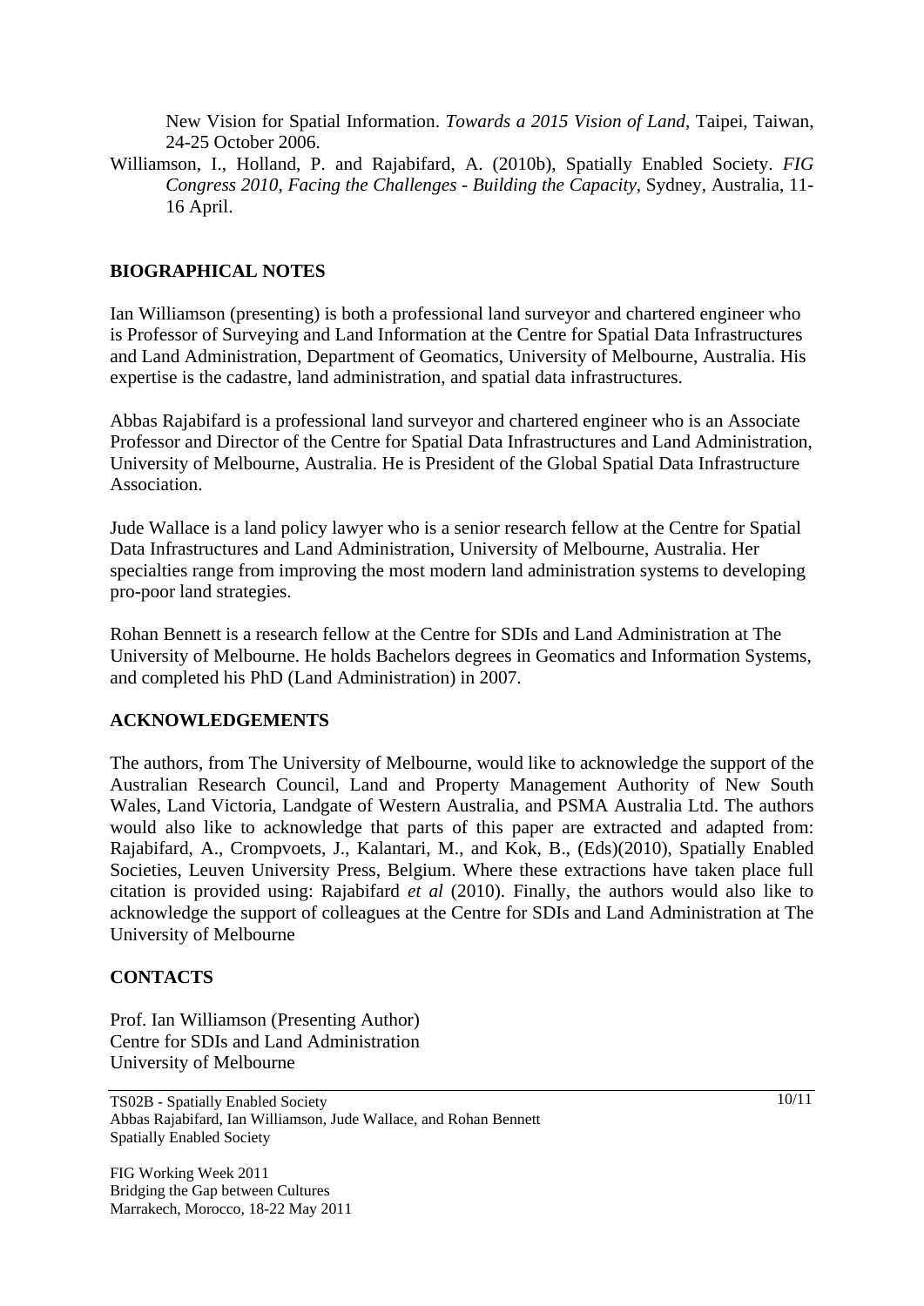New Vision for Spatial Information. *Towards a 2015 Vision of Land*, Taipei, Taiwan, 24-25 October 2006.

Williamson, I., Holland, P. and Rajabifard, A. (2010b), Spatially Enabled Society. *FIG Congress 2010, Facing the Challenges - Building the Capacity*, Sydney, Australia, 11-16 April.

## BIOGRAPHICAL NOTES

Ian Williamson (presenting) is both a professional land surveyor and chartered engineer who is Professor of Surveying and Land Information at the Centre for Spatial Data Infrastructures and Land Administration, Department of Geomatics, University of Melbourne, Australia. His expertise is the cadastre, land administration, and spatial data infrastructures.

Abbas Rajabifard is a professional land surveyor and chartered engineer who is an Associate Professor and Director of the Centre for Spatial Data Infrastructures and Land Administration, University of Melbourne, Australia. He is President of the Global Spatial Data Infrastructure Association.

Jude Wallace is a land policy lawyer who is a senior research fellow at the Centre for Spatial Data Infrastructures and Land Administration, University of Melbourne, Australia. Her specialties range from improving the most modern land administration systems to developing pro-poor land strategies.

Rohan Bennett is a research fellow at the Centre for SDIs and Land Administration at The University of Melbourne. He holds Bachelors degrees in Geomatics and Information Systems, and completed his PhD (Land Administration) in 2007.

## ACKNOWLEDGEMENTS

The authors, from The University of Melbourne, would like to acknowledge the support of the Australian Research Council, Land and Property Management Authority of New South Wales, Land Victoria, Landgate of Western Australia, and PSMA Australia Ltd. The authors would also like to acknowledge that parts of this paper are extracted and adapted from: Rajabifard, A., Crompvoets, J., Kalantari, M., and Kok, B., (Eds)(2010), Spatially Enabled Societies, Leuven University Press, Belgium. Where these extractions have taken place full citation is provided using: Rajabifard *et al* (2010). Finally, the authors would also like to acknowledge the support of colleagues at the Centre for SDIs and Land Administration at The University of Melbourne

## CONTACTS

Prof. Ian Williamson (Presenting Author)
Centre for SDIs and Land Administration
University of Melbourne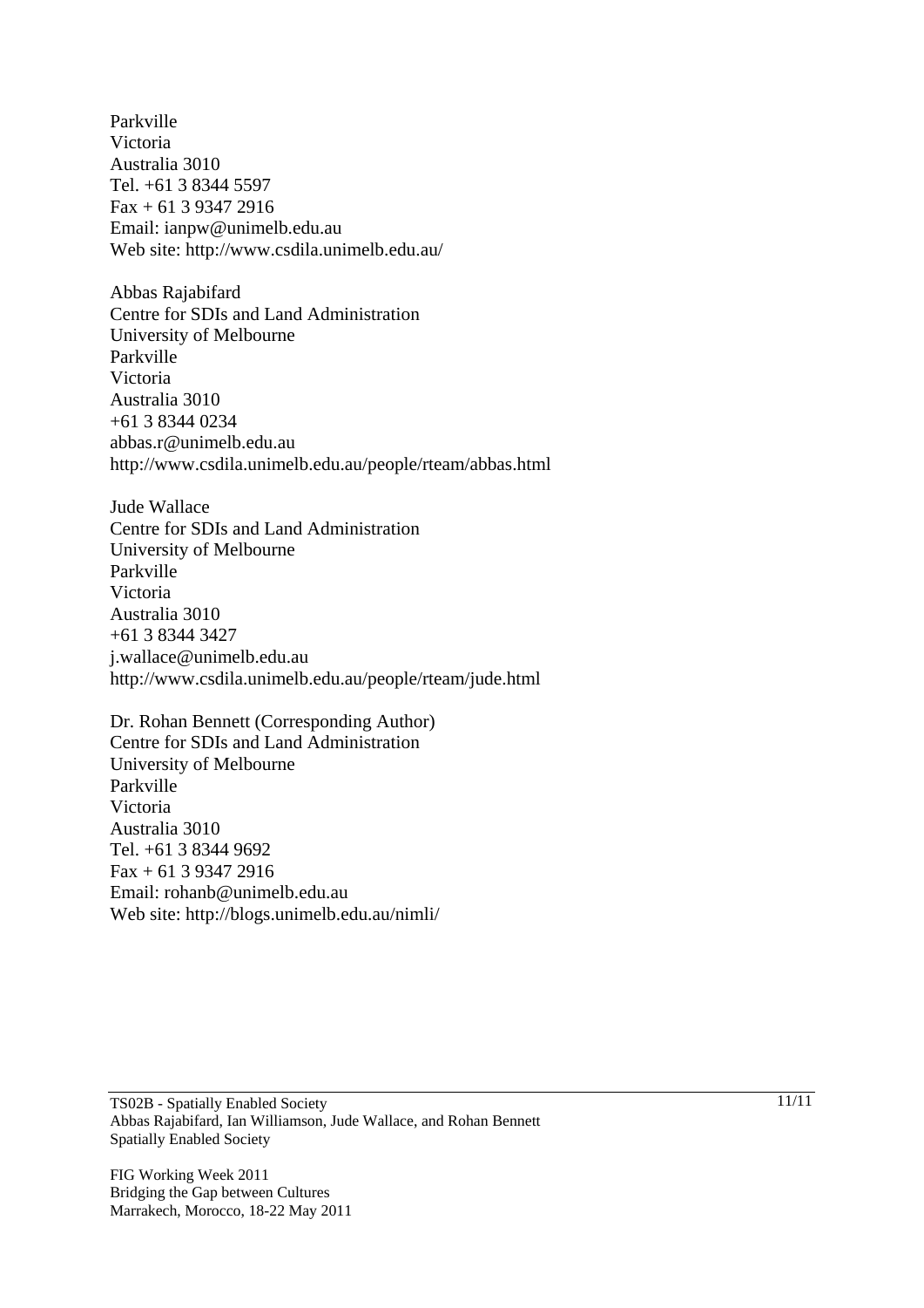Parkville
Victoria
Australia 3010
Tel. +61 3 8344 5597
Fax + 61 3 9347 2916
Email: ianpw@unimelb.edu.au
Web site: http://www.csdila.unimelb.edu.au/

Abbas Rajabifard
Centre for SDIs and Land Administration
University of Melbourne
Parkville
Victoria
Australia 3010
+61 3 8344 0234
abbas.r@unimelb.edu.au
http://www.csdila.unimelb.edu.au/people/rteam/abbas.html

Jude Wallace
Centre for SDIs and Land Administration
University of Melbourne
Parkville
Victoria
Australia 3010
+61 3 8344 3427
j.wallace@unimelb.edu.au
http://www.csdila.unimelb.edu.au/people/rteam/jude.html

Dr. Rohan Bennett (Corresponding Author)
Centre for SDIs and Land Administration
University of Melbourne
Parkville
Victoria
Australia 3010
Tel. +61 3 8344 9692
Fax + 61 3 9347 2916
Email: rohanb@unimelb.edu.au
Web site: http://blogs.unimelb.edu.au/nimli/